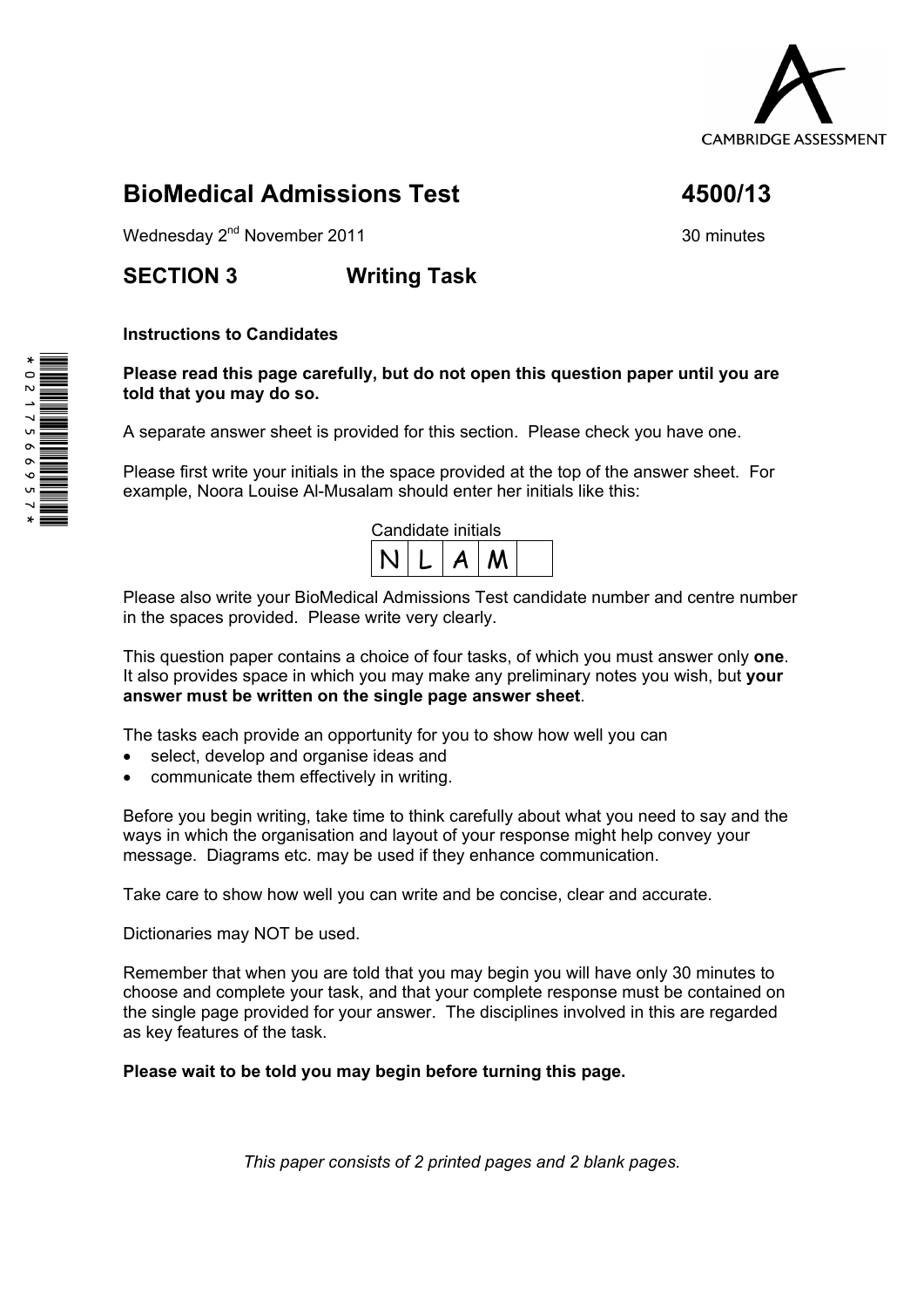CAMBRIDGE ASSESSMENT

# BioMedical Admissions Test 4500/13

Wednesday 2nd November 2011 30 minutes

## SECTION 3 Writing Task

**Instructions to Candidates**

**Please read this page carefully, but do not open this question paper until you are told that you may do so.**

A separate answer sheet is provided for this section. Please check you have one.

Please first write your initials in the space provided at the top of the answer sheet. For example, Noora Louise Al-Musalam should enter her initials like this:

Candidate initials

| N | L | A | M | |
|---|---|---|---|---|

Please also write your BioMedical Admissions Test candidate number and centre number in the spaces provided. Please write very clearly.

This question paper contains a choice of four tasks, of which you must answer only **one**. It also provides space in which you may make any preliminary notes you wish, but **your answer must be written on the single page answer sheet**.

The tasks each provide an opportunity for you to show how well you can

- select, develop and organise ideas and
- communicate them effectively in writing.

Before you begin writing, take time to think carefully about what you need to say and the ways in which the organisation and layout of your response might help convey your message. Diagrams etc. may be used if they enhance communication.

Take care to show how well you can write and be concise, clear and accurate.

Dictionaries may NOT be used.

Remember that when you are told that you may begin you will have only 30 minutes to choose and complete your task, and that your complete response must be contained on the single page provided for your answer. The disciplines involved in this are regarded as key features of the task.

**Please wait to be told you may begin before turning this page.**

*This paper consists of 2 printed pages and 2 blank pages.*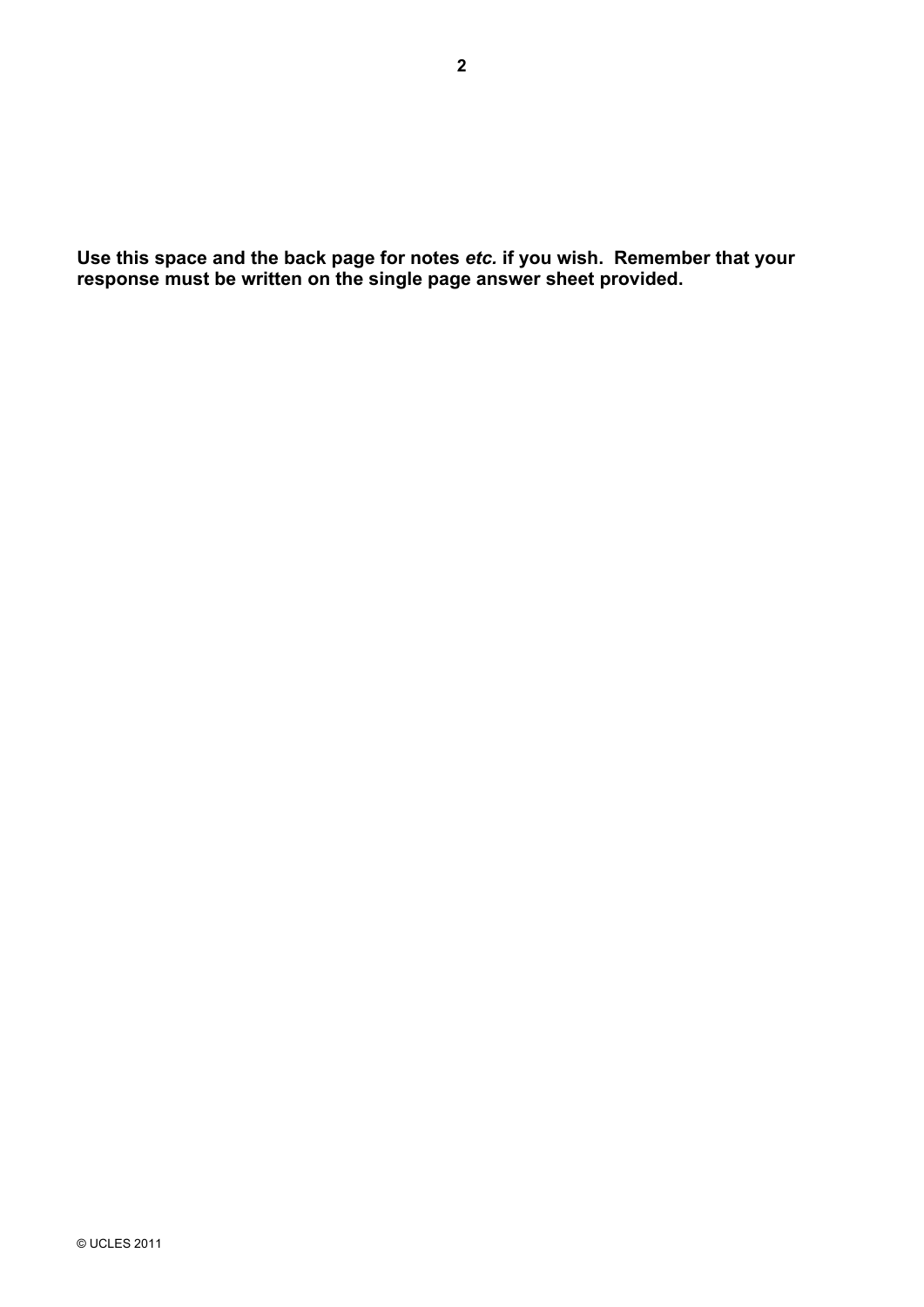**Use this space and the back page for notes *etc.* if you wish. Remember that your response must be written on the single page answer sheet provided.**

© UCLES 2011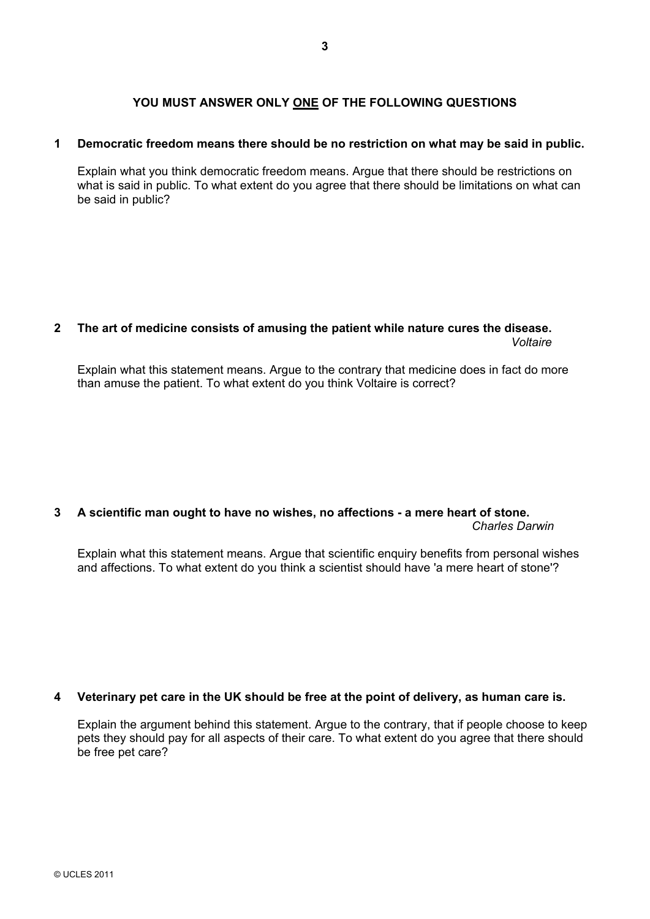**YOU MUST ANSWER ONLY <u>ONE</u> OF THE FOLLOWING QUESTIONS**

**1 Democratic freedom means there should be no restriction on what may be said in public.**

Explain what you think democratic freedom means. Argue that there should be restrictions on what is said in public. To what extent do you agree that there should be limitations on what can be said in public?

**2 The art of medicine consists of amusing the patient while nature cures the disease.**
*Voltaire*

Explain what this statement means. Argue to the contrary that medicine does in fact do more than amuse the patient. To what extent do you think Voltaire is correct?

**3 A scientific man ought to have no wishes, no affections - a mere heart of stone.**
*Charles Darwin*

Explain what this statement means. Argue that scientific enquiry benefits from personal wishes and affections. To what extent do you think a scientist should have 'a mere heart of stone'?

**4 Veterinary pet care in the UK should be free at the point of delivery, as human care is.**

Explain the argument behind this statement. Argue to the contrary, that if people choose to keep pets they should pay for all aspects of their care. To what extent do you agree that there should be free pet care?

© UCLES 2011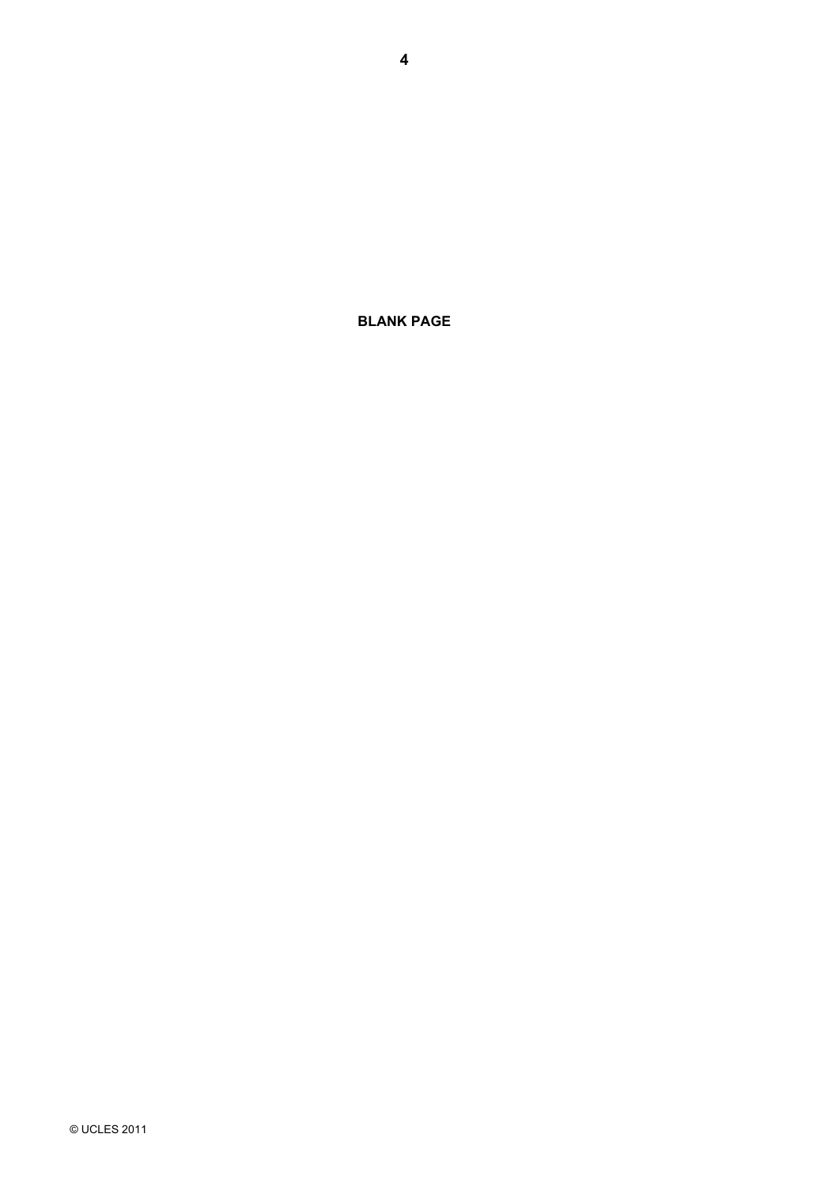**BLANK PAGE**

© UCLES 2011